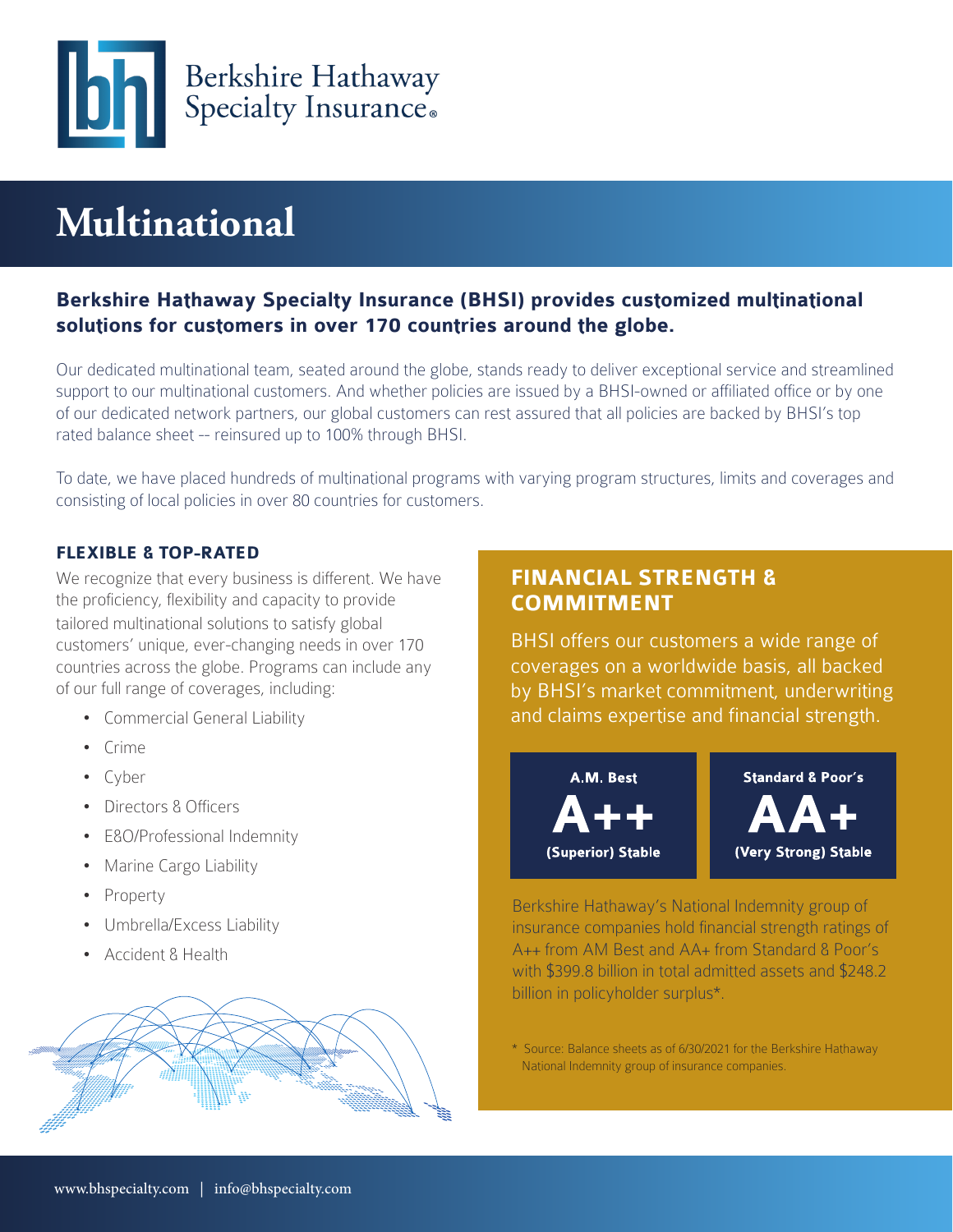Berkshire Hathaway Specialty Insurance®

# Multinational

**Berkshire Hathaway Specialty Insurance (BHSI) provides customized multinational solutions for customers in over 170 countries around the globe.**

Our dedicated multinational team, seated around the globe, stands ready to deliver exceptional service and streamlined support to our multinational customers. And whether policies are issued by a BHSI-owned or affiliated office or by one of our dedicated network partners, our global customers can rest assured that all policies are backed by BHSI's top rated balance sheet -- reinsured up to 100% through BHSI.

To date, we have placed hundreds of multinational programs with varying program structures, limits and coverages and consisting of local policies in over 80 countries for customers.

## FLEXIBLE & TOP-RATED

We recognize that every business is different. We have the proficiency, flexibility and capacity to provide tailored multinational solutions to satisfy global customers' unique, ever-changing needs in over 170 countries across the globe. Programs can include any of our full range of coverages, including:

- Commercial General Liability
- Crime
- Cyber
- Directors & Officers
- E&O/Professional Indemnity
- Marine Cargo Liability
- Property
- Umbrella/Excess Liability
- Accident & Health

## FINANCIAL STRENGTH & COMMITMENT

BHSI offers our customers a wide range of coverages on a worldwide basis, all backed by BHSI's market commitment, underwriting and claims expertise and financial strength.

| A.M. Best | Standard & Poor's |
|---|---|
| A++ | AA+ |
| (Superior) Stable | (Very Strong) Stable |

Berkshire Hathaway's National Indemnity group of insurance companies hold financial strength ratings of A++ from AM Best and AA+ from Standard & Poor's with $399.8 billion in total admitted assets and $248.2 billion in policyholder surplus*.

\* Source: Balance sheets as of 6/30/2021 for the Berkshire Hathaway National Indemnity group of insurance companies.

www.bhspecialty.com | info@bhspecialty.com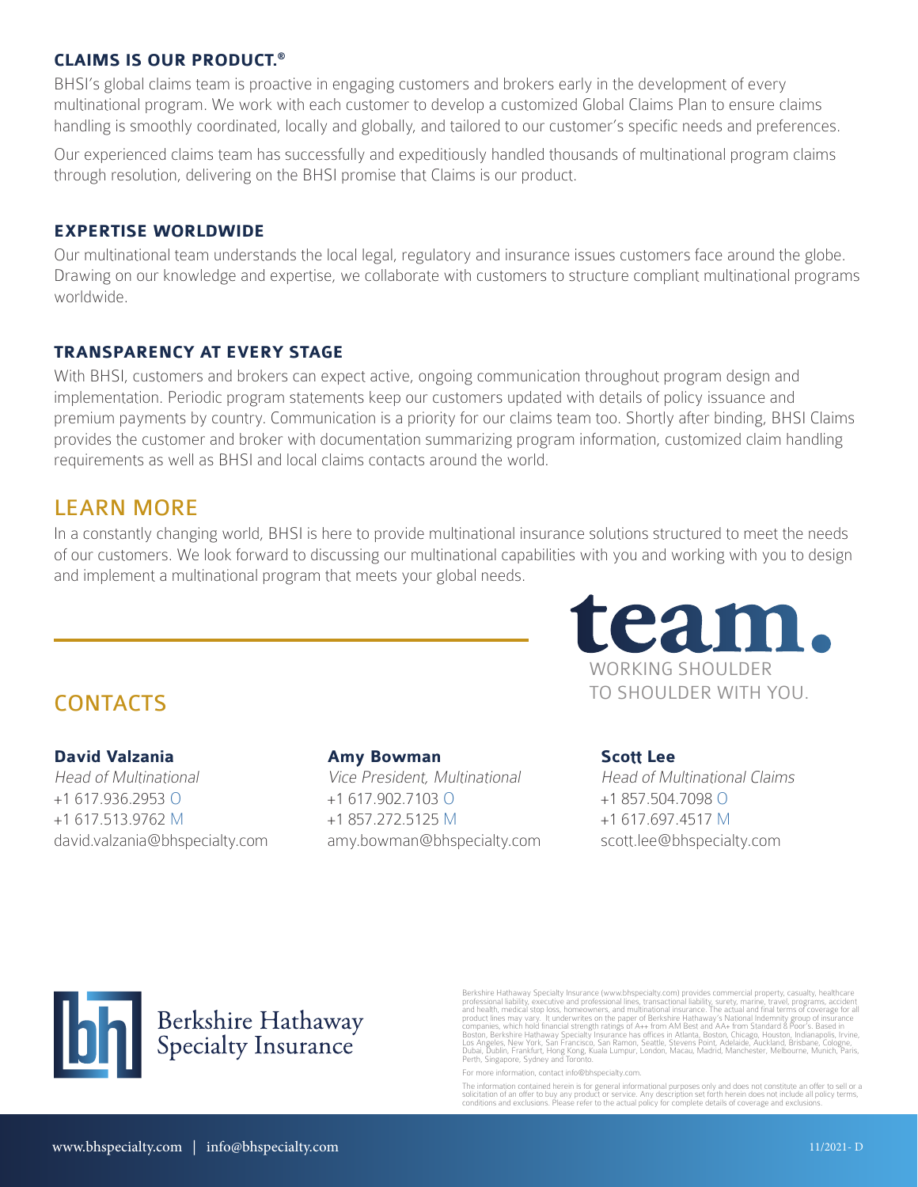### CLAIMS IS OUR PRODUCT.®

BHSI's global claims team is proactive in engaging customers and brokers early in the development of every multinational program. We work with each customer to develop a customized Global Claims Plan to ensure claims handling is smoothly coordinated, locally and globally, and tailored to our customer's specific needs and preferences.

Our experienced claims team has successfully and expeditiously handled thousands of multinational program claims through resolution, delivering on the BHSI promise that Claims is our product.

### EXPERTISE WORLDWIDE

Our multinational team understands the local legal, regulatory and insurance issues customers face around the globe. Drawing on our knowledge and expertise, we collaborate with customers to structure compliant multinational programs worldwide.

### TRANSPARENCY AT EVERY STAGE

With BHSI, customers and brokers can expect active, ongoing communication throughout program design and implementation. Periodic program statements keep our customers updated with details of policy issuance and premium payments by country. Communication is a priority for our claims team too. Shortly after binding, BHSI Claims provides the customer and broker with documentation summarizing program information, customized claim handling requirements as well as BHSI and local claims contacts around the world.

## LEARN MORE

In a constantly changing world, BHSI is here to provide multinational insurance solutions structured to meet the needs of our customers. We look forward to discussing our multinational capabilities with you and working with you to design and implement a multinational program that meets your global needs.

**team.**
WORKING SHOULDER TO SHOULDER WITH YOU.

## CONTACTS

**David Valzania**
*Head of Multinational*
+1 617.936.2953 O
+1 617.513.9762 M
david.valzania@bhspecialty.com

**Amy Bowman**
*Vice President, Multinational*
+1 617.902.7103 O
+1 857.272.5125 M
amy.bowman@bhspecialty.com

**Scott Lee**
*Head of Multinational Claims*
+1 857.504.7098 O
+1 617.697.4517 M
scott.lee@bhspecialty.com

Berkshire Hathaway Specialty Insurance

Berkshire Hathaway Specialty Insurance (www.bhspecialty.com) provides commercial property, casualty, healthcare professional liability, executive and professional lines, transactional liability, surety, marine, travel, programs, accident and health, medical stop loss, homeowners, and multinational insurance. The actual and final terms of coverage for all product lines may vary. It underwrites on the paper of Berkshire Hathaway's National Indemnity group of insurance companies, which hold financial strength ratings of A++ from AM Best and AA+ from Standard & Poor's. Based in Boston, Berkshire Hathaway Specialty Insurance has offices in Atlanta, Boston, Chicago, Houston, Indianapolis, Irvine, Los Angeles, New York, San Francisco, San Ramon, Seattle, Stevens Point, Adelaide, Auckland, Brisbane, Cologne, Dubai, Dublin, Frankfurt, Hong Kong, Kuala Lumpur, London, Macau, Madrid, Manchester, Melbourne, Munich, Paris, Perth, Singapore, Sydney and Toronto.

For more information, contact info@bhspecialty.com.

The information contained herein is for general informational purposes only and does not constitute an offer to sell or a solicitation of an offer to buy any product or service. Any description set forth herein does not include all policy terms, conditions and exclusions. Please refer to the actual policy for complete details of coverage and exclusions.

www.bhspecialty.com | info@bhspecialty.com

11/2021- D